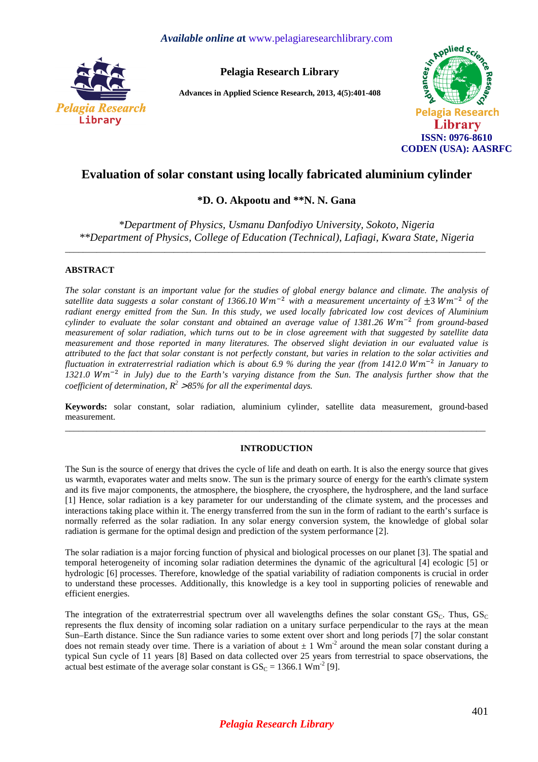# Evaluation of solar constant using locally fabricated aluminium cylinder

**\*D. O. Akpootu and \*\*N. N. Gana**

*\*Department of Physics, Usmanu Danfodiyo University, Sokoto, Nigeria*
*\*\*Department of Physics, College of Education (Technical), Lafiagi, Kwara State, Nigeria*

---

## ABSTRACT

*The solar constant is an important value for the studies of global energy balance and climate. The analysis of satellite data suggests a solar constant of 1366.10 $Wm^{-2}$ with a measurement uncertainty of $\pm 3\ Wm^{-2}$ of the radiant energy emitted from the Sun. In this study, we used locally fabricated low cost devices of Aluminium cylinder to evaluate the solar constant and obtained an average value of 1381.26 $Wm^{-2}$ from ground-based measurement of solar radiation, which turns out to be in close agreement with that suggested by satellite data measurement and those reported in many literatures. The observed slight deviation in our evaluated value is attributed to the fact that solar constant is not perfectly constant, but varies in relation to the solar activities and fluctuation in extraterrestrial radiation which is about 6.9 % during the year (from 1412.0 $Wm^{-2}$ in January to 1321.0 $Wm^{-2}$ in July) due to the Earth's varying distance from the Sun. The analysis further show that the coefficient of determination, $R^2$ >85% for all the experimental days.*

**Keywords:** solar constant, solar radiation, aluminium cylinder, satellite data measurement, ground-based measurement.

---

## INTRODUCTION

The Sun is the source of energy that drives the cycle of life and death on earth. It is also the energy source that gives us warmth, evaporates water and melts snow. The sun is the primary source of energy for the earth's climate system and its five major components, the atmosphere, the biosphere, the cryosphere, the hydrosphere, and the land surface [1] Hence, solar radiation is a key parameter for our understanding of the climate system, and the processes and interactions taking place within it. The energy transferred from the sun in the form of radiant to the earth's surface is normally referred as the solar radiation. In any solar energy conversion system, the knowledge of global solar radiation is germane for the optimal design and prediction of the system performance [2].

The solar radiation is a major forcing function of physical and biological processes on our planet [3]. The spatial and temporal heterogeneity of incoming solar radiation determines the dynamic of the agricultural [4] ecologic [5] or hydrologic [6] processes. Therefore, knowledge of the spatial variability of radiation components is crucial in order to understand these processes. Additionally, this knowledge is a key tool in supporting policies of renewable and efficient energies.

The integration of the extraterrestrial spectrum over all wavelengths defines the solar constant $GS_C$. Thus, $GS_C$ represents the flux density of incoming solar radiation on a unitary surface perpendicular to the rays at the mean Sun–Earth distance. Since the Sun radiance varies to some extent over short and long periods [7] the solar constant does not remain steady over time. There is a variation of about ± 1 $Wm^{-2}$ around the mean solar constant during a typical Sun cycle of 11 years [8] Based on data collected over 25 years from terrestrial to space observations, the actual best estimate of the average solar constant is $GS_C$ = 1366.1 $Wm^{-2}$ [9].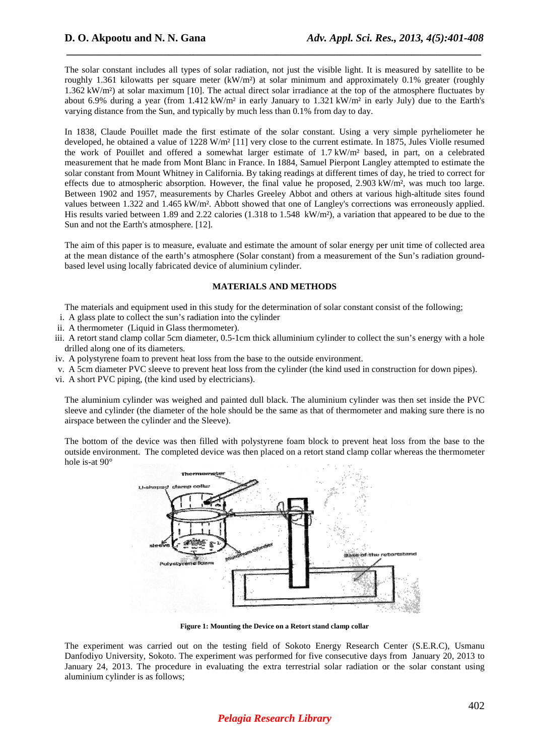The solar constant includes all types of solar radiation, not just the visible light. It is measured by satellite to be roughly 1.361 kilowatts per square meter (kW/m²) at solar minimum and approximately 0.1% greater (roughly 1.362 kW/m²) at solar maximum [10]. The actual direct solar irradiance at the top of the atmosphere fluctuates by about 6.9% during a year (from 1.412 kW/m² in early January to 1.321 kW/m² in early July) due to the Earth's varying distance from the Sun, and typically by much less than 0.1% from day to day.

In 1838, Claude Pouillet made the first estimate of the solar constant. Using a very simple pyrheliometer he developed, he obtained a value of 1228 W/m² [11] very close to the current estimate. In 1875, Jules Violle resumed the work of Pouillet and offered a somewhat larger estimate of 1.7 kW/m² based, in part, on a celebrated measurement that he made from Mont Blanc in France. In 1884, Samuel Pierpont Langley attempted to estimate the solar constant from Mount Whitney in California. By taking readings at different times of day, he tried to correct for effects due to atmospheric absorption. However, the final value he proposed, 2.903 kW/m², was much too large. Between 1902 and 1957, measurements by Charles Greeley Abbot and others at various high-altitude sites found values between 1.322 and 1.465 kW/m². Abbott showed that one of Langley's corrections was erroneously applied. His results varied between 1.89 and 2.22 calories (1.318 to 1.548 kW/m²), a variation that appeared to be due to the Sun and not the Earth's atmosphere. [12].

The aim of this paper is to measure, evaluate and estimate the amount of solar energy per unit time of collected area at the mean distance of the earth's atmosphere (Solar constant) from a measurement of the Sun's radiation ground-based level using locally fabricated device of aluminium cylinder.

## MATERIALS AND METHODS

The materials and equipment used in this study for the determination of solar constant consist of the following;

i. A glass plate to collect the sun's radiation into the cylinder
ii. A thermometer (Liquid in Glass thermometer).
iii. A retort stand clamp collar 5cm diameter, 0.5-1cm thick alluminium cylinder to collect the sun's energy with a hole drilled along one of its diameters.
iv. A polystyrene foam to prevent heat loss from the base to the outside environment.
v. A 5cm diameter PVC sleeve to prevent heat loss from the cylinder (the kind used in construction for down pipes).
vi. A short PVC piping, (the kind used by electricians).

The aluminium cylinder was weighed and painted dull black. The aluminium cylinder was then set inside the PVC sleeve and cylinder (the diameter of the hole should be the same as that of thermometer and making sure there is no airspace between the cylinder and the Sleeve).

The bottom of the device was then filled with polystyrene foam block to prevent heat loss from the base to the outside environment. The completed device was then placed on a retort stand clamp collar whereas the thermometer hole is-at 90°

**Figure 1: Mounting the Device on a Retort stand clamp collar**

The experiment was carried out on the testing field of Sokoto Energy Research Center (S.E.R.C), Usmanu Danfodiyo University, Sokoto. The experiment was performed for five consecutive days from January 20, 2013 to January 24, 2013. The procedure in evaluating the extra terrestrial solar radiation or the solar constant using aluminium cylinder is as follows;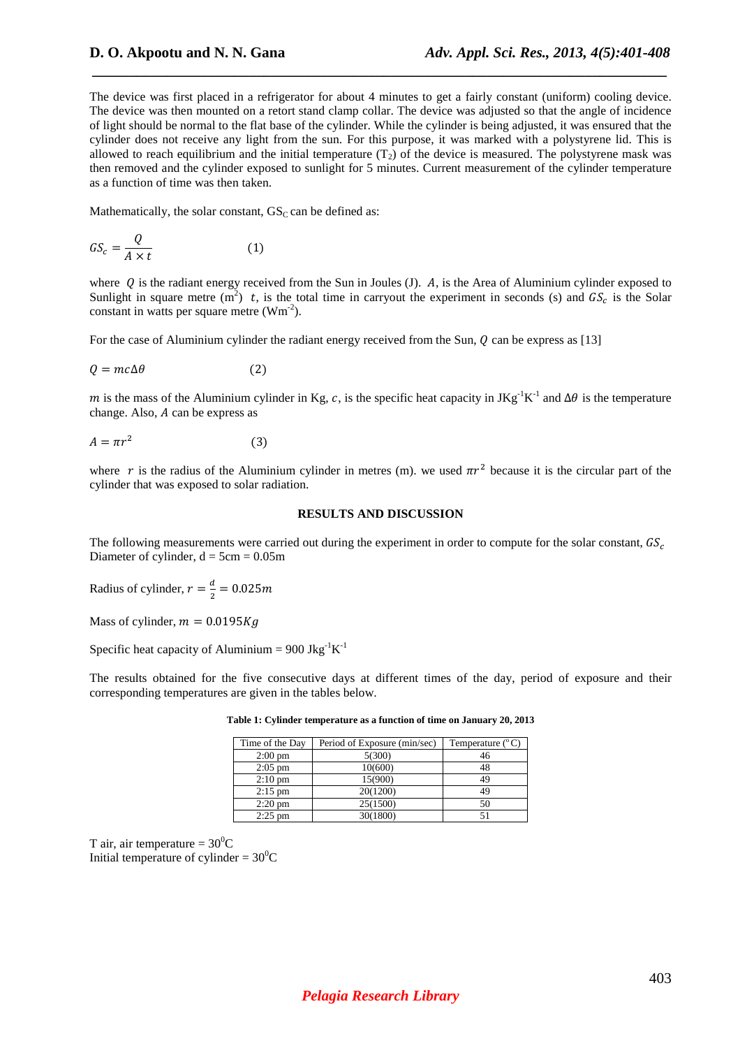The device was first placed in a refrigerator for about 4 minutes to get a fairly constant (uniform) cooling device. The device was then mounted on a retort stand clamp collar. The device was adjusted so that the angle of incidence of light should be normal to the flat base of the cylinder. While the cylinder is being adjusted, it was ensured that the cylinder does not receive any light from the sun. For this purpose, it was marked with a polystyrene lid. This is allowed to reach equilibrium and the initial temperature ($T_2$) of the device is measured. The polystyrene mask was then removed and the cylinder exposed to sunlight for 5 minutes. Current measurement of the cylinder temperature as a function of time was then taken.

Mathematically, the solar constant, $GS_C$ can be defined as:

$$GS_c = \frac{Q}{A \times t} \qquad (1)$$

where $Q$ is the radiant energy received from the Sun in Joules (J). $A$, is the Area of Aluminium cylinder exposed to Sunlight in square metre ($m^2$) $t$, is the total time in carryout the experiment in seconds (s) and $GS_c$ is the Solar constant in watts per square metre ($Wm^{-2}$).

For the case of Aluminium cylinder the radiant energy received from the Sun, $Q$ can be express as [13]

$$Q = mc\Delta\theta \qquad (2)$$

$m$ is the mass of the Aluminium cylinder in Kg, $c$, is the specific heat capacity in $JKg^{-1}K^{-1}$ and $\Delta\theta$ is the temperature change. Also, $A$ can be express as

$$A = \pi r^2 \qquad (3)$$

where $r$ is the radius of the Aluminium cylinder in metres (m). we used $\pi r^2$ because it is the circular part of the cylinder that was exposed to solar radiation.

## RESULTS AND DISCUSSION

The following measurements were carried out during the experiment in order to compute for the solar constant, $GS_c$
Diameter of cylinder, d = 5cm = 0.05m

Radius of cylinder, $r = \frac{d}{2} = 0.025m$

Mass of cylinder, $m = 0.0195Kg$

Specific heat capacity of Aluminium = 900 $Jkg^{-1}K^{-1}$

The results obtained for the five consecutive days at different times of the day, period of exposure and their corresponding temperatures are given in the tables below.

**Table 1: Cylinder temperature as a function of time on January 20, 2013**

| Time of the Day | Period of Exposure (min/sec) | Temperature (°C) |
|---|---|---|
| 2:00 pm | 5(300) | 46 |
| 2:05 pm | 10(600) | 48 |
| 2:10 pm | 15(900) | 49 |
| 2:15 pm | 20(1200) | 49 |
| 2:20 pm | 25(1500) | 50 |
| 2:25 pm | 30(1800) | 51 |

T air, air temperature = $30^0$C
Initial temperature of cylinder = $30^0$C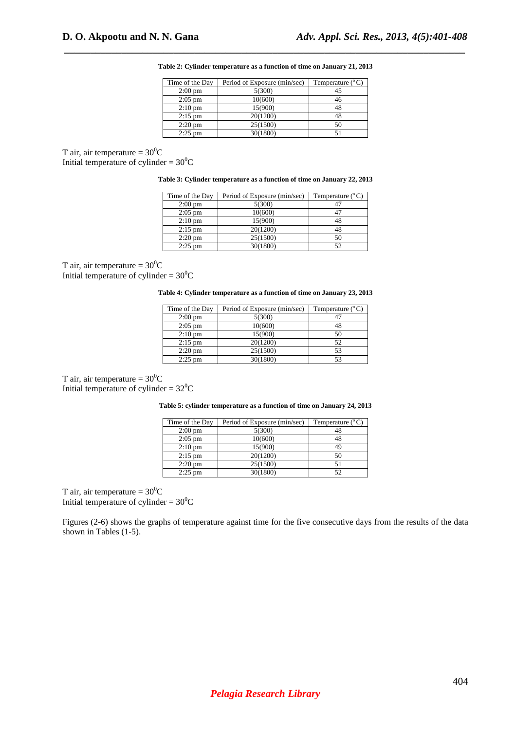**Table 2: Cylinder temperature as a function of time on January 21, 2013**

| Time of the Day | Period of Exposure (min/sec) | Temperature (°C) |
|---|---|---|
| 2:00 pm | 5(300) | 45 |
| 2:05 pm | 10(600) | 46 |
| 2:10 pm | 15(900) | 48 |
| 2:15 pm | 20(1200) | 48 |
| 2:20 pm | 25(1500) | 50 |
| 2:25 pm | 30(1800) | 51 |

T air, air temperature = $30^0$C
Initial temperature of cylinder = $30^0$C

**Table 3: Cylinder temperature as a function of time on January 22, 2013**

| Time of the Day | Period of Exposure (min/sec) | Temperature (°C) |
|---|---|---|
| 2:00 pm | 5(300) | 47 |
| 2:05 pm | 10(600) | 47 |
| 2:10 pm | 15(900) | 48 |
| 2:15 pm | 20(1200) | 48 |
| 2:20 pm | 25(1500) | 50 |
| 2:25 pm | 30(1800) | 52 |

T air, air temperature = $30^0$C
Initial temperature of cylinder = $30^0$C

**Table 4: Cylinder temperature as a function of time on January 23, 2013**

| Time of the Day | Period of Exposure (min/sec) | Temperature (°C) |
|---|---|---|
| 2:00 pm | 5(300) | 47 |
| 2:05 pm | 10(600) | 48 |
| 2:10 pm | 15(900) | 50 |
| 2:15 pm | 20(1200) | 52 |
| 2:20 pm | 25(1500) | 53 |
| 2:25 pm | 30(1800) | 53 |

T air, air temperature = $30^0$C
Initial temperature of cylinder = $32^0$C

**Table 5: cylinder temperature as a function of time on January 24, 2013**

| Time of the Day | Period of Exposure (min/sec) | Temperature (°C) |
|---|---|---|
| 2:00 pm | 5(300) | 48 |
| 2:05 pm | 10(600) | 48 |
| 2:10 pm | 15(900) | 49 |
| 2:15 pm | 20(1200) | 50 |
| 2:20 pm | 25(1500) | 51 |
| 2:25 pm | 30(1800) | 52 |

T air, air temperature = $30^0$C
Initial temperature of cylinder = $30^0$C

Figures (2-6) shows the graphs of temperature against time for the five consecutive days from the results of the data shown in Tables (1-5).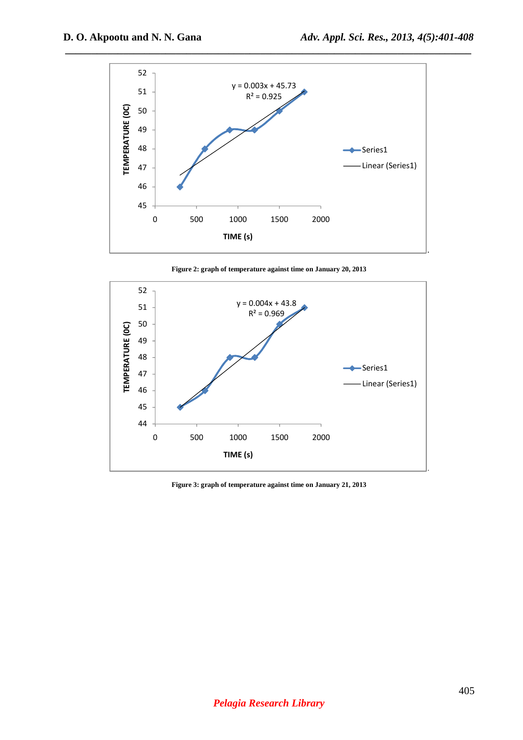Figure 2: graph of temperature against time on January 20, 2013

Figure 3: graph of temperature against time on January 21, 2013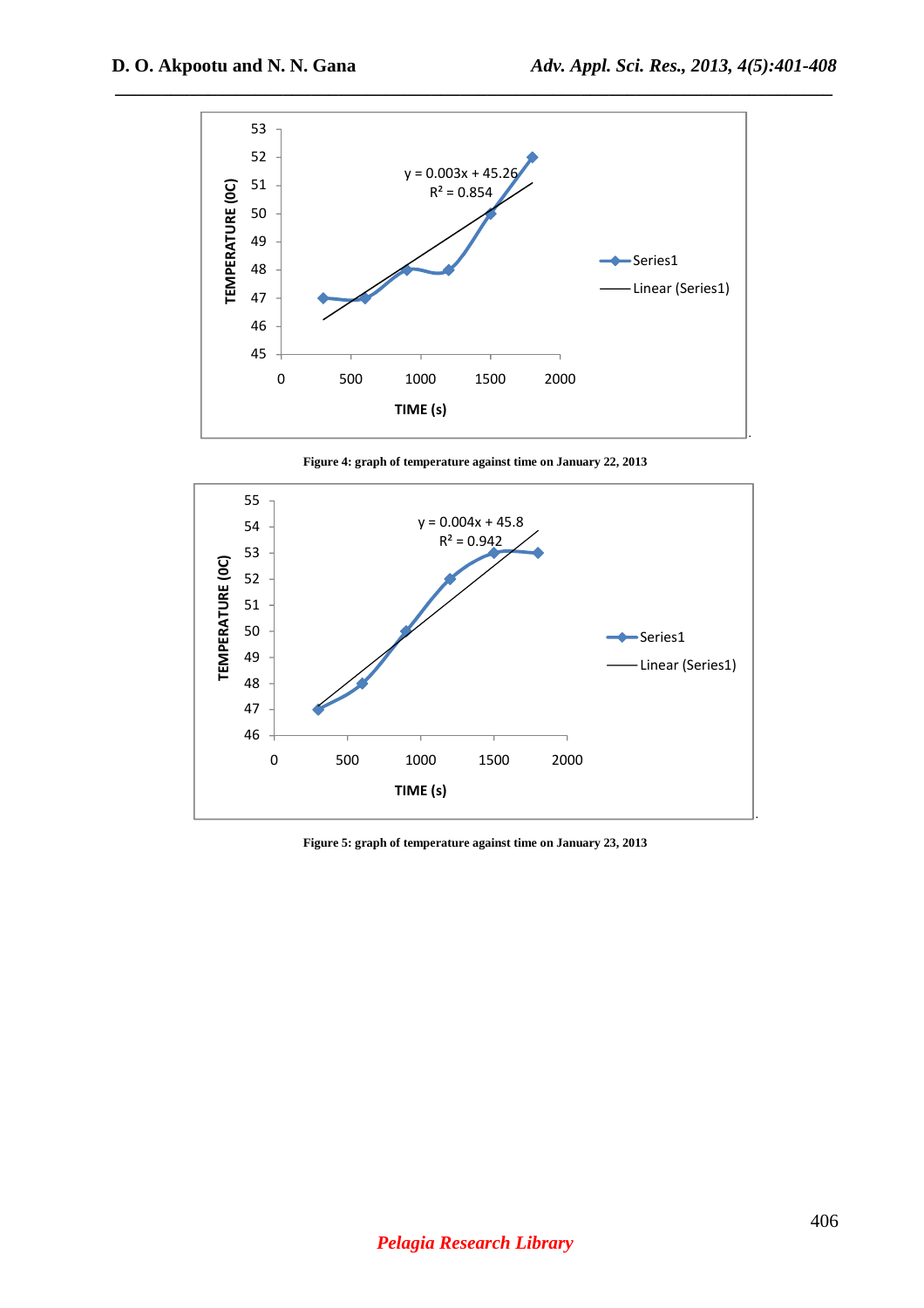Figure 4: graph of temperature against time on January 22, 2013

Figure 5: graph of temperature against time on January 23, 2013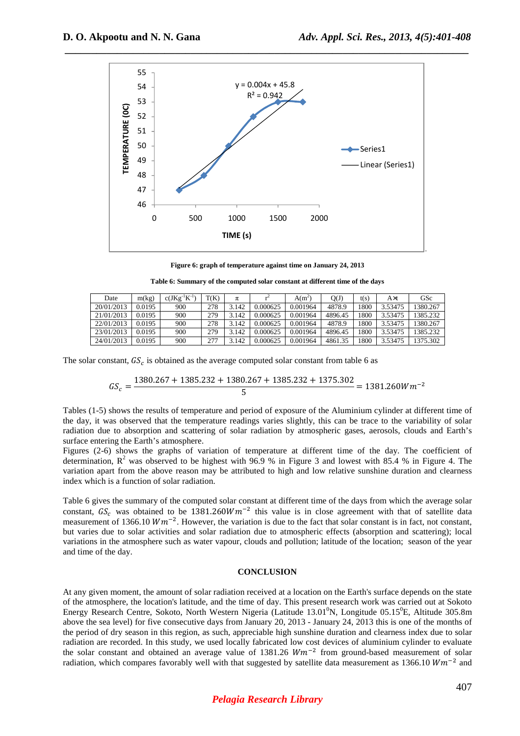Figure 6: graph of temperature against time on January 24, 2013

Table 6: Summary of the computed solar constant at different time of the days

| Date | m(kg) | c($JKg^{-1}K^{-1}$) | T(K) | π | $r^2$ | A($m^2$) | Q(J) | t(s) | A×t | GSc |
|---|---|---|---|---|---|---|---|---|---|---|
| 20/01/2013 | 0.0195 | 900 | 278 | 3.142 | 0.000625 | 0.001964 | 4878.9 | 1800 | 3.53475 | 1380.267 |
| 21/01/2013 | 0.0195 | 900 | 279 | 3.142 | 0.000625 | 0.001964 | 4896.45 | 1800 | 3.53475 | 1385.232 |
| 22/01/2013 | 0.0195 | 900 | 278 | 3.142 | 0.000625 | 0.001964 | 4878.9 | 1800 | 3.53475 | 1380.267 |
| 23/01/2013 | 0.0195 | 900 | 279 | 3.142 | 0.000625 | 0.001964 | 4896.45 | 1800 | 3.53475 | 1385.232 |
| 24/01/2013 | 0.0195 | 900 | 277 | 3.142 | 0.000625 | 0.001964 | 4861.35 | 1800 | 3.53475 | 1375.302 |

The solar constant, $GS_c$ is obtained as the average computed solar constant from table 6 as

$$GS_c = \frac{1380.267 + 1385.232 + 1380.267 + 1385.232 + 1375.302}{5} = 1381.260Wm^{-2}$$

Tables (1-5) shows the results of temperature and period of exposure of the Aluminium cylinder at different time of the day, it was observed that the temperature readings varies slightly, this can be trace to the variability of solar radiation due to absorption and scattering of solar radiation by atmospheric gases, aerosols, clouds and Earth's surface entering the Earth's atmosphere.

Figures (2-6) shows the graphs of variation of temperature at different time of the day. The coefficient of determination, $R^2$ was observed to be highest with 96.9 % in Figure 3 and lowest with 85.4 % in Figure 4. The variation apart from the above reason may be attributed to high and low relative sunshine duration and clearness index which is a function of solar radiation.

Table 6 gives the summary of the computed solar constant at different time of the days from which the average solar constant, $GS_c$ was obtained to be $1381.260Wm^{-2}$ this value is in close agreement with that of satellite data measurement of 1366.10 $Wm^{-2}$. However, the variation is due to the fact that solar constant is in fact, not constant, but varies due to solar activities and solar radiation due to atmospheric effects (absorption and scattering); local variations in the atmosphere such as water vapour, clouds and pollution; latitude of the location; season of the year and time of the day.

## CONCLUSION

At any given moment, the amount of solar radiation received at a location on the Earth's surface depends on the state of the atmosphere, the location's latitude, and the time of day. This present research work was carried out at Sokoto Energy Research Centre, Sokoto, North Western Nigeria (Latitude 13.01$^0$N, Longitude 05.15$^0$E, Altitude 305.8m above the sea level) for five consecutive days from January 20, 2013 - January 24, 2013 this is one of the months of the period of dry season in this region, as such, appreciable high sunshine duration and clearness index due to solar radiation are recorded. In this study, we used locally fabricated low cost devices of aluminium cylinder to evaluate the solar constant and obtained an average value of 1381.26 $Wm^{-2}$ from ground-based measurement of solar radiation, which compares favorably well with that suggested by satellite data measurement as 1366.10 $Wm^{-2}$ and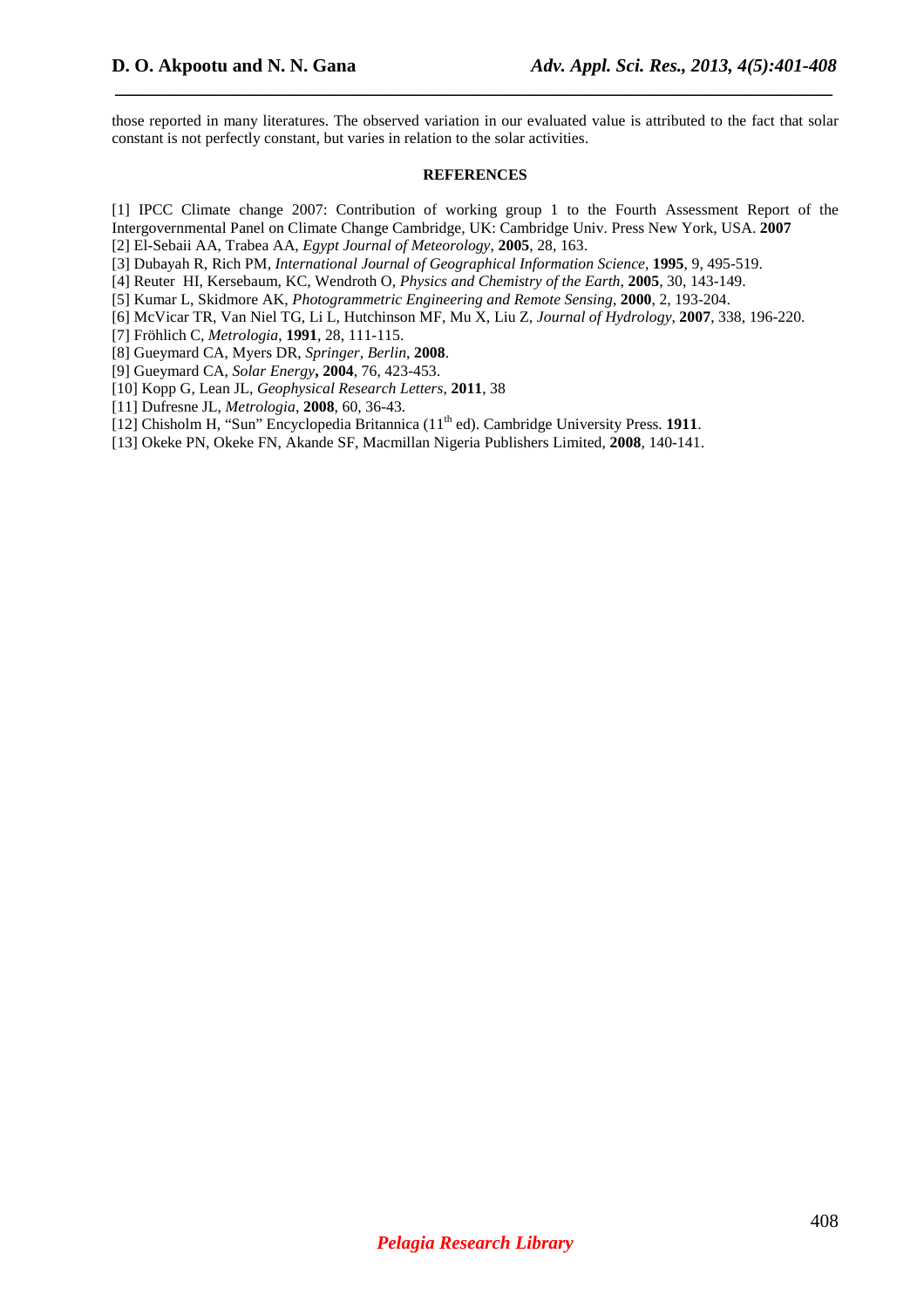those reported in many literatures. The observed variation in our evaluated value is attributed to the fact that solar constant is not perfectly constant, but varies in relation to the solar activities.

## REFERENCES

[1] IPCC Climate change 2007: Contribution of working group 1 to the Fourth Assessment Report of the Intergovernmental Panel on Climate Change Cambridge, UK: Cambridge Univ. Press New York, USA. **2007**

[2] El-Sebaii AA, Trabea AA, *Egypt Journal of Meteorology*, **2005**, 28, 163.

[3] Dubayah R, Rich PM, *International Journal of Geographical Information Science*, **1995**, 9, 495-519.

[4] Reuter HI, Kersebaum, KC, Wendroth O, *Physics and Chemistry of the Earth*, **2005**, 30, 143-149.

[5] Kumar L, Skidmore AK, *Photogrammetric Engineering and Remote Sensing*, **2000**, 2, 193-204.

[6] McVicar TR, Van Niel TG, Li L, Hutchinson MF, Mu X, Liu Z, *Journal of Hydrology*, **2007**, 338, 196-220.

[7] Fröhlich C, *Metrologia*, **1991**, 28, 111-115.

[8] Gueymard CA, Myers DR, *Springer, Berlin*, **2008**.

[9] Gueymard CA, *Solar Energy*, **2004**, 76, 423-453.

[10] Kopp G, Lean JL, *Geophysical Research Letters*, **2011**, 38

[11] Dufresne JL, *Metrologia*, **2008**, 60, 36-43.

[12] Chisholm H, "Sun" Encyclopedia Britannica (11th ed). Cambridge University Press. **1911**.

[13] Okeke PN, Okeke FN, Akande SF, Macmillan Nigeria Publishers Limited, **2008**, 140-141.